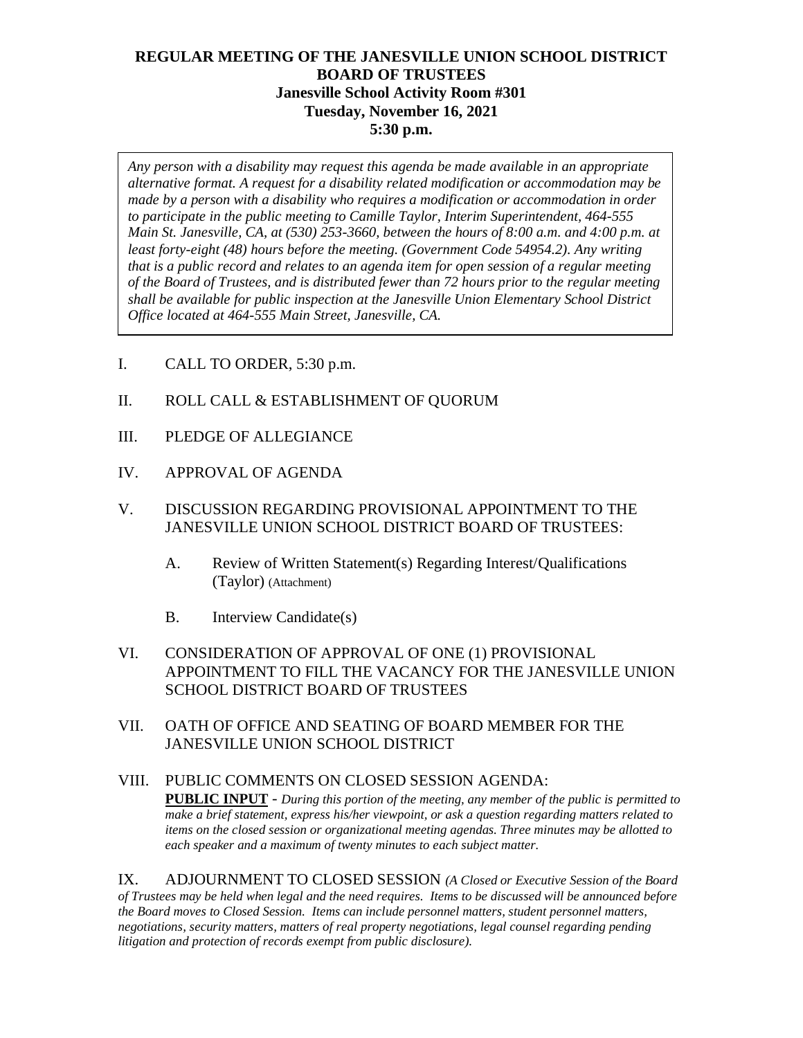**REGULAR MEETING OF THE JANESVILLE UNION SCHOOL DISTRICT**
**BOARD OF TRUSTEES**
**Janesville School Activity Room #301**
**Tuesday, November 16, 2021**
**5:30 p.m.**

*Any person with a disability may request this agenda be made available in an appropriate alternative format. A request for a disability related modification or accommodation may be made by a person with a disability who requires a modification or accommodation in order to participate in the public meeting to Camille Taylor, Interim Superintendent, 464-555 Main St. Janesville, CA, at (530) 253-3660, between the hours of 8:00 a.m. and 4:00 p.m. at least forty-eight (48) hours before the meeting. (Government Code 54954.2). Any writing that is a public record and relates to an agenda item for open session of a regular meeting of the Board of Trustees, and is distributed fewer than 72 hours prior to the regular meeting shall be available for public inspection at the Janesville Union Elementary School District Office located at 464-555 Main Street, Janesville, CA.*

I. CALL TO ORDER, 5:30 p.m.

II. ROLL CALL & ESTABLISHMENT OF QUORUM

III. PLEDGE OF ALLEGIANCE

IV. APPROVAL OF AGENDA

V. DISCUSSION REGARDING PROVISIONAL APPOINTMENT TO THE JANESVILLE UNION SCHOOL DISTRICT BOARD OF TRUSTEES:

   A. Review of Written Statement(s) Regarding Interest/Qualifications (Taylor) (Attachment)

   B. Interview Candidate(s)

VI. CONSIDERATION OF APPROVAL OF ONE (1) PROVISIONAL APPOINTMENT TO FILL THE VACANCY FOR THE JANESVILLE UNION SCHOOL DISTRICT BOARD OF TRUSTEES

VII. OATH OF OFFICE AND SEATING OF BOARD MEMBER FOR THE JANESVILLE UNION SCHOOL DISTRICT

VIII. PUBLIC COMMENTS ON CLOSED SESSION AGENDA:
**PUBLIC INPUT** - *During this portion of the meeting, any member of the public is permitted to make a brief statement, express his/her viewpoint, or ask a question regarding matters related to items on the closed session or organizational meeting agendas. Three minutes may be allotted to each speaker and a maximum of twenty minutes to each subject matter.*

IX. ADJOURNMENT TO CLOSED SESSION *(A Closed or Executive Session of the Board of Trustees may be held when legal and the need requires. Items to be discussed will be announced before the Board moves to Closed Session. Items can include personnel matters, student personnel matters, negotiations, security matters, matters of real property negotiations, legal counsel regarding pending litigation and protection of records exempt from public disclosure).*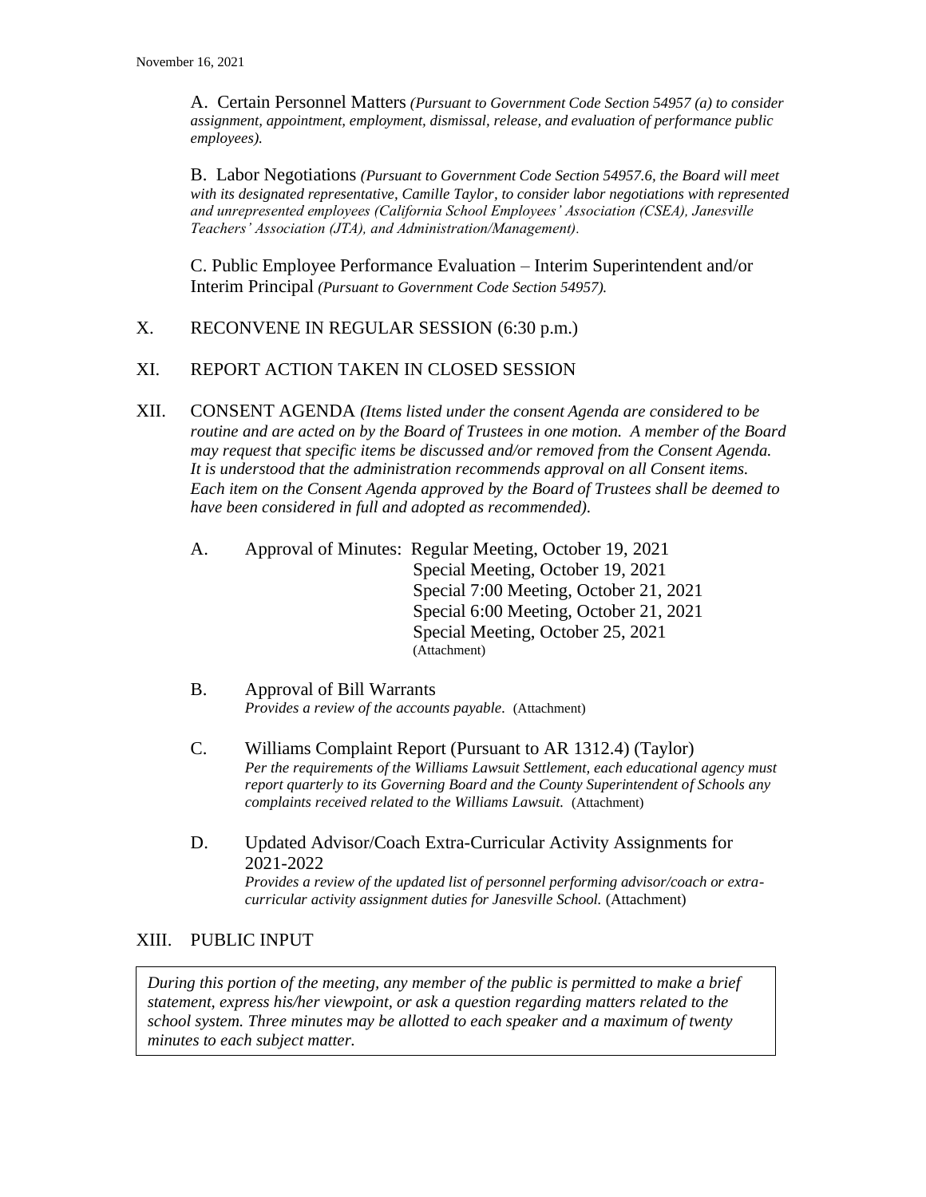A. Certain Personnel Matters *(Pursuant to Government Code Section 54957 (a) to consider assignment, appointment, employment, dismissal, release, and evaluation of performance public employees).*

B. Labor Negotiations *(Pursuant to Government Code Section 54957.6, the Board will meet with its designated representative, Camille Taylor, to consider labor negotiations with represented and unrepresented employees (California School Employees' Association (CSEA), Janesville Teachers' Association (JTA), and Administration/Management).*

C. Public Employee Performance Evaluation – Interim Superintendent and/or Interim Principal *(Pursuant to Government Code Section 54957).*

## X. RECONVENE IN REGULAR SESSION (6:30 p.m.)

## XI. REPORT ACTION TAKEN IN CLOSED SESSION

## XII. CONSENT AGENDA

*(Items listed under the consent Agenda are considered to be routine and are acted on by the Board of Trustees in one motion. A member of the Board may request that specific items be discussed and/or removed from the Consent Agenda. It is understood that the administration recommends approval on all Consent items. Each item on the Consent Agenda approved by the Board of Trustees shall be deemed to have been considered in full and adopted as recommended).*

A. Approval of Minutes: Regular Meeting, October 19, 2021
Special Meeting, October 19, 2021
Special 7:00 Meeting, October 21, 2021
Special 6:00 Meeting, October 21, 2021
Special Meeting, October 25, 2021
(Attachment)

B. Approval of Bill Warrants
*Provides a review of the accounts payable.* (Attachment)

C. Williams Complaint Report (Pursuant to AR 1312.4) (Taylor)
*Per the requirements of the Williams Lawsuit Settlement, each educational agency must report quarterly to its Governing Board and the County Superintendent of Schools any complaints received related to the Williams Lawsuit.* (Attachment)

D. Updated Advisor/Coach Extra-Curricular Activity Assignments for 2021-2022
*Provides a review of the updated list of personnel performing advisor/coach or extra-curricular activity assignment duties for Janesville School.* (Attachment)

## XIII. PUBLIC INPUT

*During this portion of the meeting, any member of the public is permitted to make a brief statement, express his/her viewpoint, or ask a question regarding matters related to the school system. Three minutes may be allotted to each speaker and a maximum of twenty minutes to each subject matter.*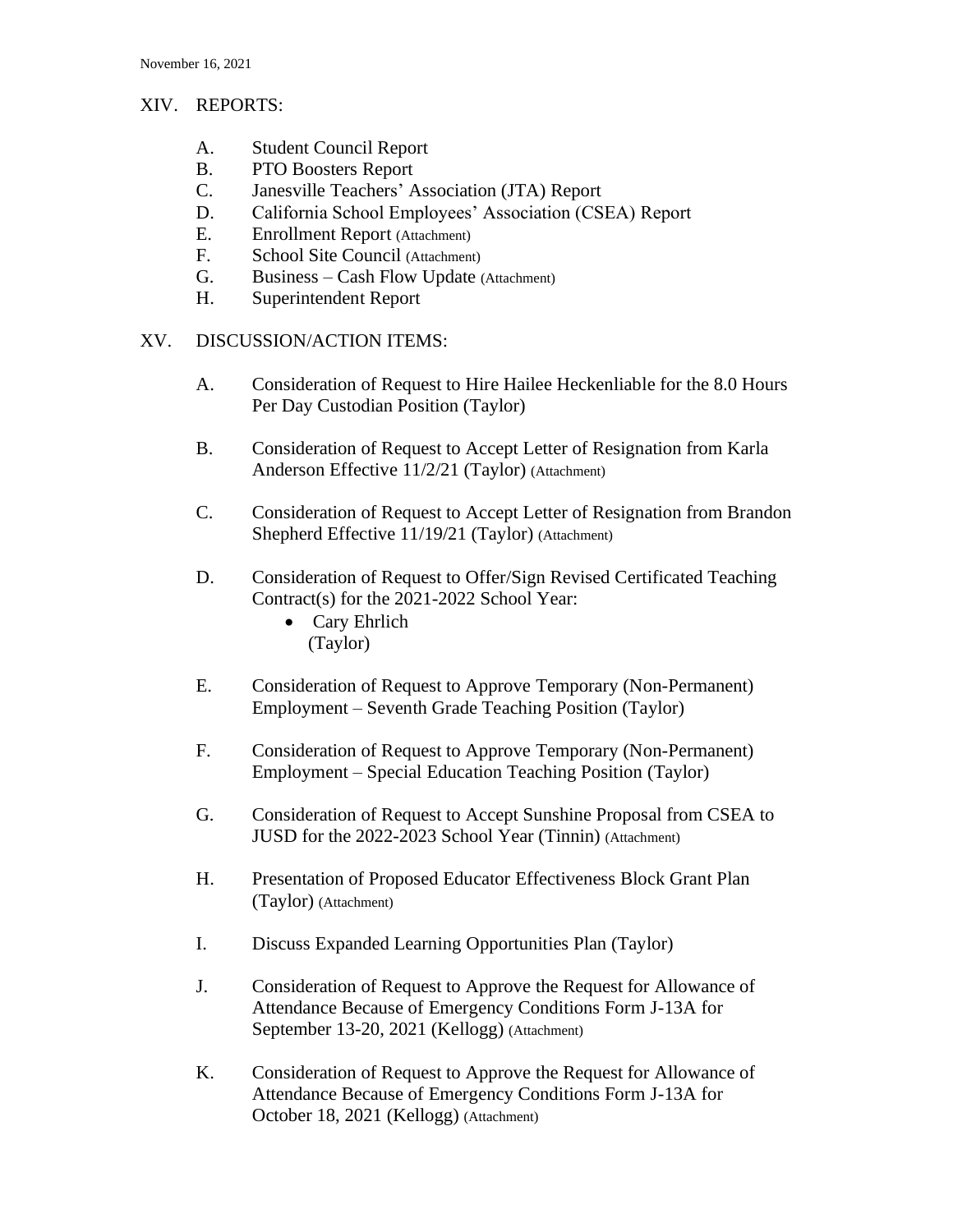## XIV. REPORTS:

A. Student Council Report
B. PTO Boosters Report
C. Janesville Teachers' Association (JTA) Report
D. California School Employees' Association (CSEA) Report
E. Enrollment Report (Attachment)
F. School Site Council (Attachment)
G. Business – Cash Flow Update (Attachment)
H. Superintendent Report

## XV. DISCUSSION/ACTION ITEMS:

A. Consideration of Request to Hire Hailee Heckenliable for the 8.0 Hours Per Day Custodian Position (Taylor)

B. Consideration of Request to Accept Letter of Resignation from Karla Anderson Effective 11/2/21 (Taylor) (Attachment)

C. Consideration of Request to Accept Letter of Resignation from Brandon Shepherd Effective 11/19/21 (Taylor) (Attachment)

D. Consideration of Request to Offer/Sign Revised Certificated Teaching Contract(s) for the 2021-2022 School Year:
   - Cary Ehrlich

   (Taylor)

E. Consideration of Request to Approve Temporary (Non-Permanent) Employment – Seventh Grade Teaching Position (Taylor)

F. Consideration of Request to Approve Temporary (Non-Permanent) Employment – Special Education Teaching Position (Taylor)

G. Consideration of Request to Accept Sunshine Proposal from CSEA to JUSD for the 2022-2023 School Year (Tinnin) (Attachment)

H. Presentation of Proposed Educator Effectiveness Block Grant Plan (Taylor) (Attachment)

I. Discuss Expanded Learning Opportunities Plan (Taylor)

J. Consideration of Request to Approve the Request for Allowance of Attendance Because of Emergency Conditions Form J-13A for September 13-20, 2021 (Kellogg) (Attachment)

K. Consideration of Request to Approve the Request for Allowance of Attendance Because of Emergency Conditions Form J-13A for October 18, 2021 (Kellogg) (Attachment)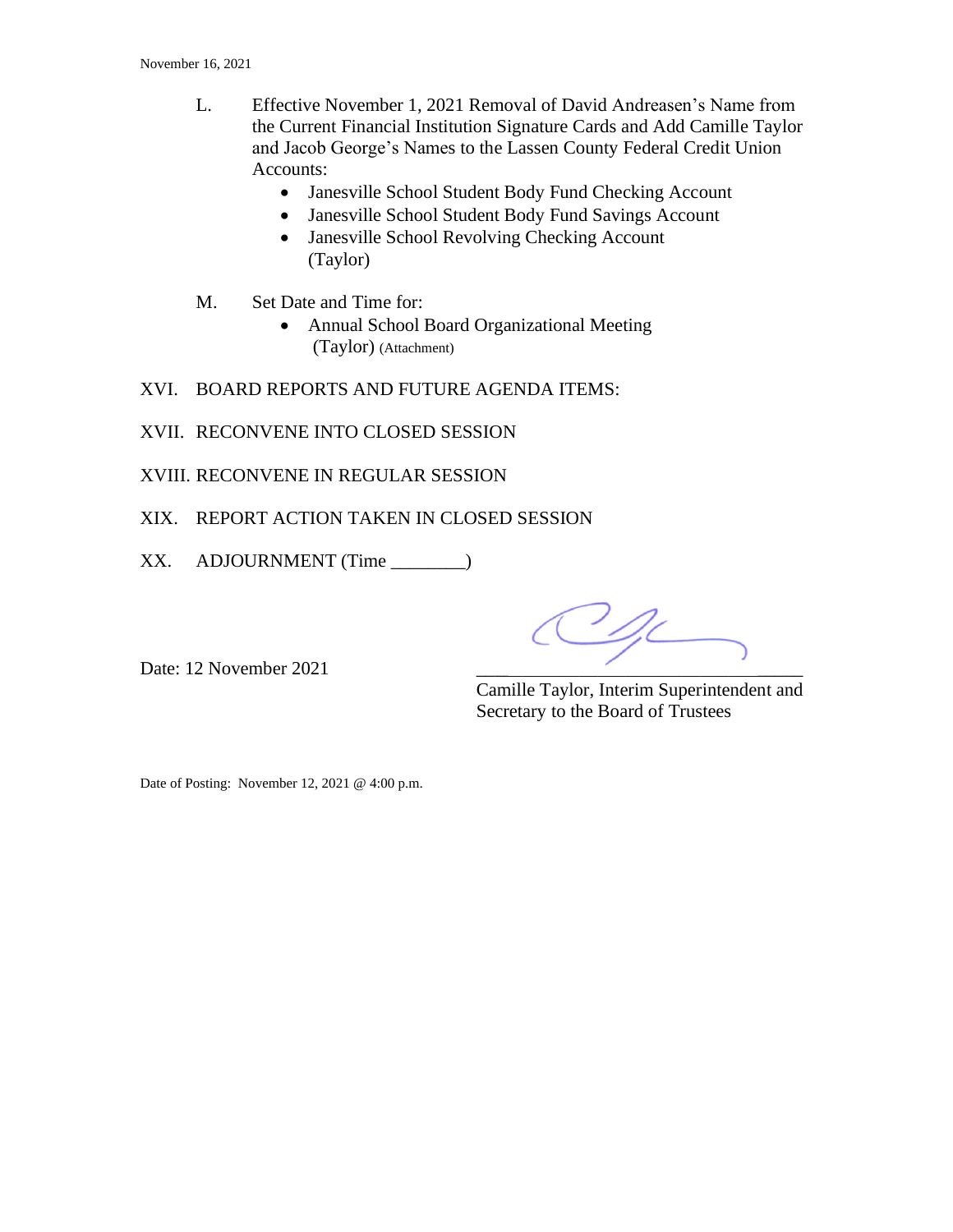L. Effective November 1, 2021 Removal of David Andreasen's Name from the Current Financial Institution Signature Cards and Add Camille Taylor and Jacob George's Names to the Lassen County Federal Credit Union Accounts:
   - Janesville School Student Body Fund Checking Account
   - Janesville School Student Body Fund Savings Account
   - Janesville School Revolving Checking Account

   (Taylor)

M. Set Date and Time for:
   - Annual School Board Organizational Meeting

   (Taylor) (Attachment)

XVI. BOARD REPORTS AND FUTURE AGENDA ITEMS:

XVII. RECONVENE INTO CLOSED SESSION

XVIII. RECONVENE IN REGULAR SESSION

XIX. REPORT ACTION TAKEN IN CLOSED SESSION

XX. ADJOURNMENT (Time ________)

Date: 12 November 2021

________________________________

Camille Taylor, Interim Superintendent and Secretary to the Board of Trustees

Date of Posting: November 12, 2021 @ 4:00 p.m.